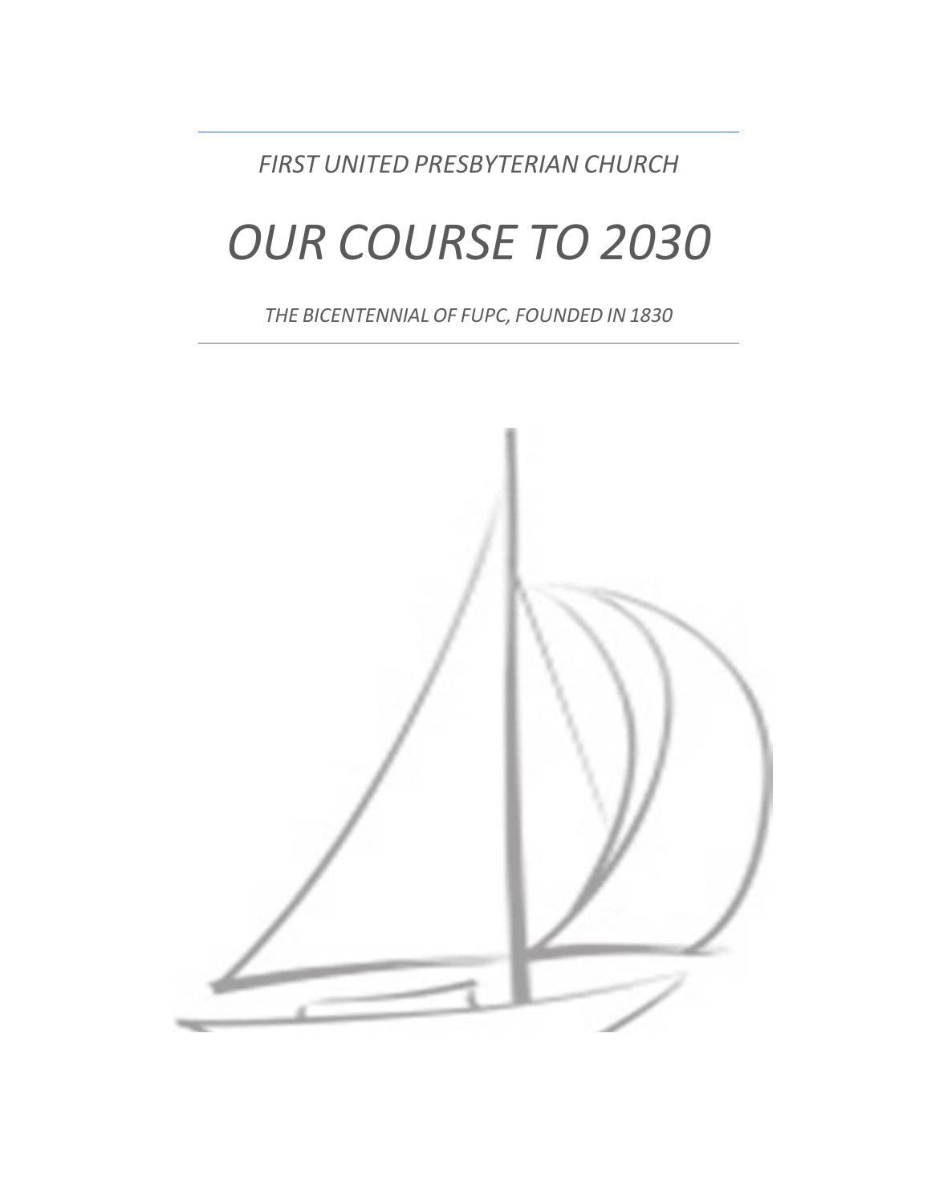*FIRST UNITED PRESBYTERIAN CHURCH*

# *OUR COURSE TO 2030*

*THE BICENTENNIAL OF FUPC, FOUNDED IN 1830*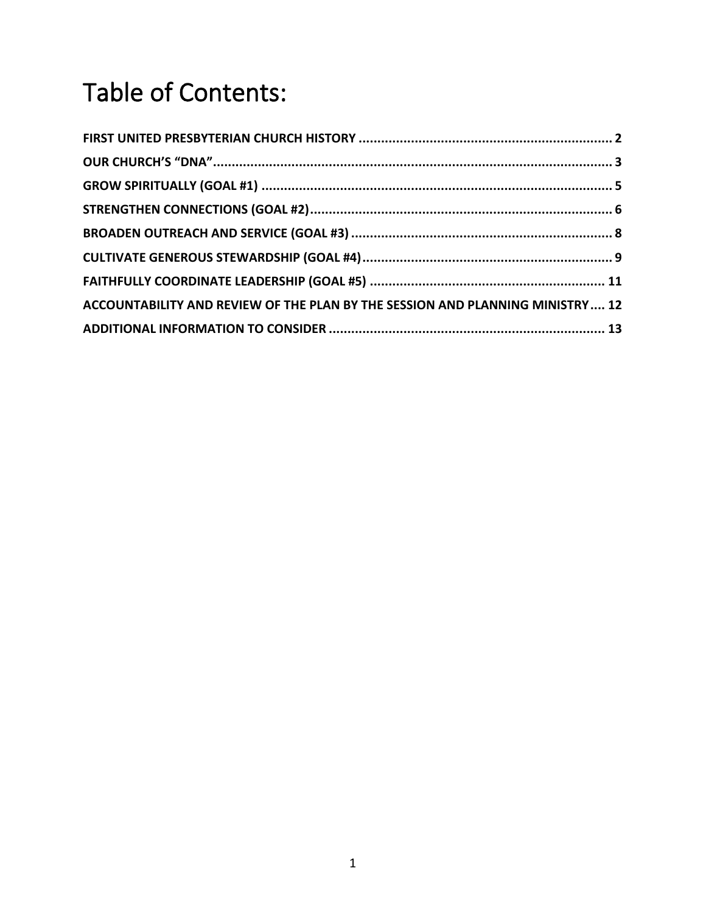# Table of Contents:

**FIRST UNITED PRESBYTERIAN CHURCH HISTORY .................................................................... 2**

**OUR CHURCH'S "DNA".......................................................................................................... 3**

**GROW SPIRITUALLY (GOAL #1) .............................................................................................. 5**

**STRENGTHEN CONNECTIONS (GOAL #2).................................................................................. 6**

**BROADEN OUTREACH AND SERVICE (GOAL #3) ...................................................................... 8**

**CULTIVATE GENEROUS STEWARDSHIP (GOAL #4)................................................................... 9**

**FAITHFULLY COORDINATE LEADERSHIP (GOAL #5) ............................................................... 11**

**ACCOUNTABILITY AND REVIEW OF THE PLAN BY THE SESSION AND PLANNING MINISTRY .... 12**

**ADDITIONAL INFORMATION TO CONSIDER .......................................................................... 13**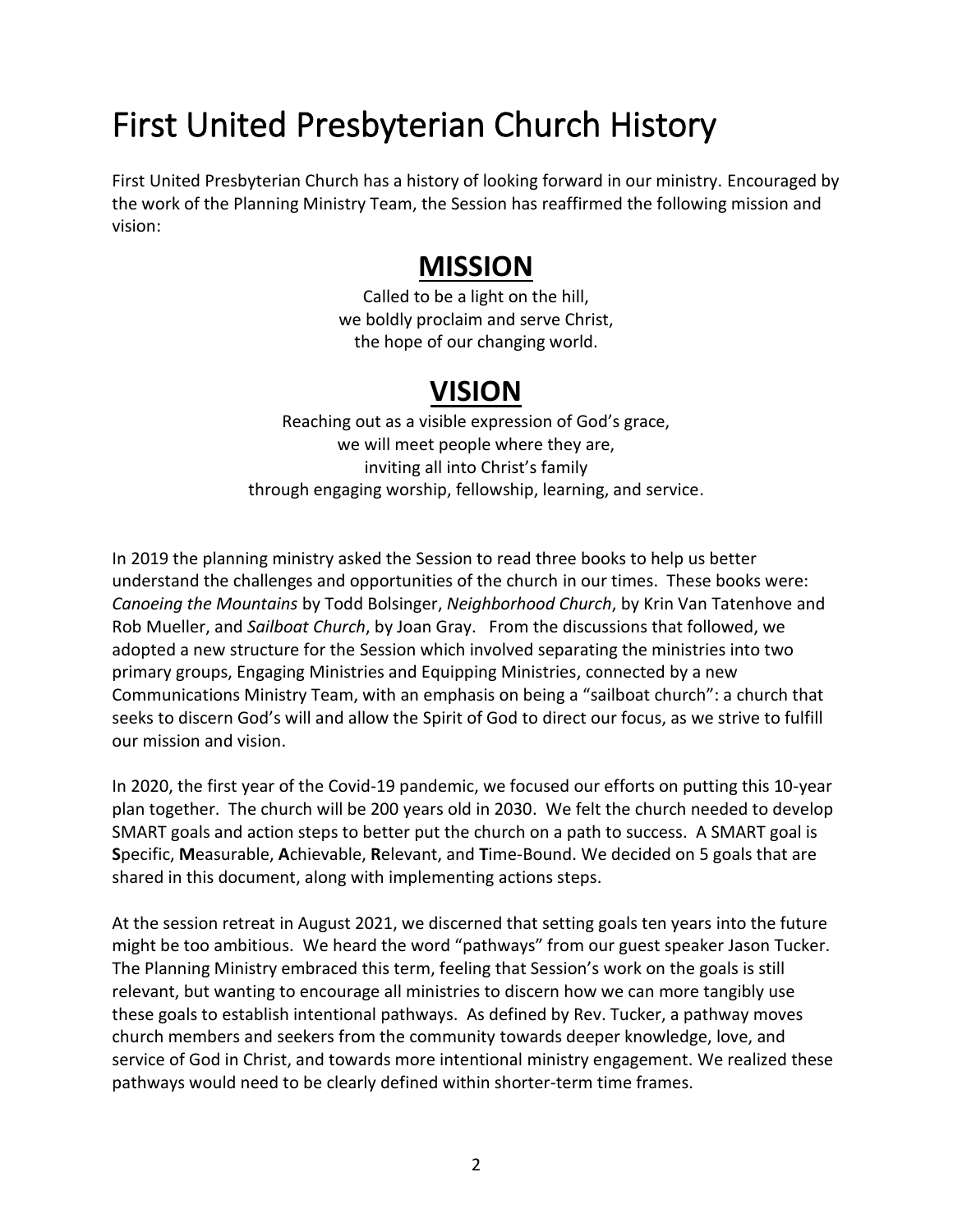# First United Presbyterian Church History

First United Presbyterian Church has a history of looking forward in our ministry. Encouraged by the work of the Planning Ministry Team, the Session has reaffirmed the following mission and vision:

## MISSION

Called to be a light on the hill,
we boldly proclaim and serve Christ,
the hope of our changing world.

## VISION

Reaching out as a visible expression of God's grace,
we will meet people where they are,
inviting all into Christ's family
through engaging worship, fellowship, learning, and service.

In 2019 the planning ministry asked the Session to read three books to help us better understand the challenges and opportunities of the church in our times. These books were: *Canoeing the Mountains* by Todd Bolsinger, *Neighborhood Church*, by Krin Van Tatenhove and Rob Mueller, and *Sailboat Church*, by Joan Gray. From the discussions that followed, we adopted a new structure for the Session which involved separating the ministries into two primary groups, Engaging Ministries and Equipping Ministries, connected by a new Communications Ministry Team, with an emphasis on being a "sailboat church": a church that seeks to discern God's will and allow the Spirit of God to direct our focus, as we strive to fulfill our mission and vision.

In 2020, the first year of the Covid-19 pandemic, we focused our efforts on putting this 10-year plan together. The church will be 200 years old in 2030. We felt the church needed to develop SMART goals and action steps to better put the church on a path to success. A SMART goal is **S**pecific, **M**easurable, **A**chievable, **R**elevant, and **T**ime-Bound. We decided on 5 goals that are shared in this document, along with implementing actions steps.

At the session retreat in August 2021, we discerned that setting goals ten years into the future might be too ambitious. We heard the word "pathways" from our guest speaker Jason Tucker. The Planning Ministry embraced this term, feeling that Session's work on the goals is still relevant, but wanting to encourage all ministries to discern how we can more tangibly use these goals to establish intentional pathways. As defined by Rev. Tucker, a pathway moves church members and seekers from the community towards deeper knowledge, love, and service of God in Christ, and towards more intentional ministry engagement. We realized these pathways would need to be clearly defined within shorter-term time frames.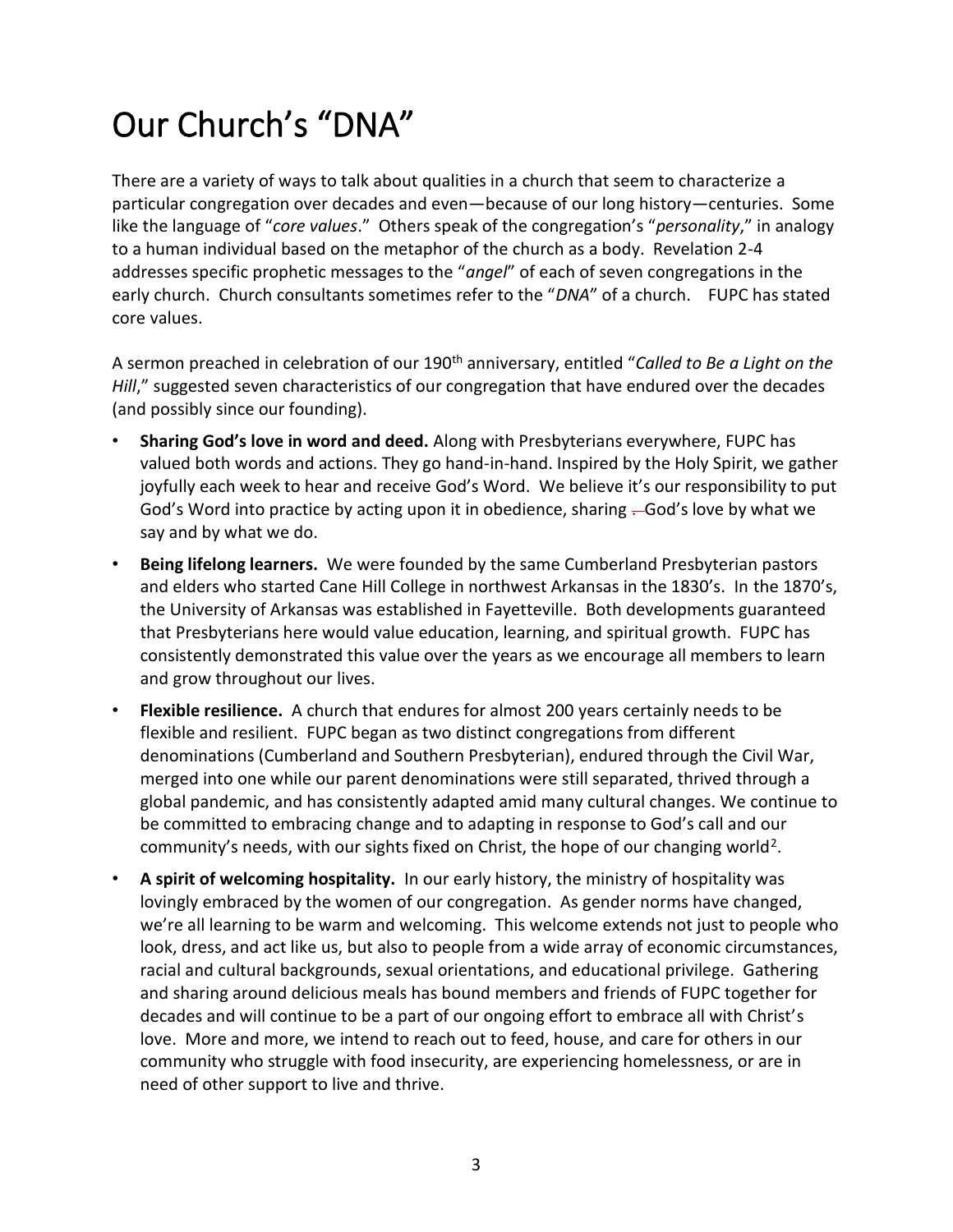# Our Church's "DNA"

There are a variety of ways to talk about qualities in a church that seem to characterize a particular congregation over decades and even—because of our long history—centuries. Some like the language of "*core values*." Others speak of the congregation's "*personality*," in analogy to a human individual based on the metaphor of the church as a body. Revelation 2-4 addresses specific prophetic messages to the "*angel*" of each of seven congregations in the early church. Church consultants sometimes refer to the "*DNA*" of a church. FUPC has stated core values.

A sermon preached in celebration of our 190th anniversary, entitled "*Called to Be a Light on the Hill*," suggested seven characteristics of our congregation that have endured over the decades (and possibly since our founding).

- **Sharing God's love in word and deed.** Along with Presbyterians everywhere, FUPC has valued both words and actions. They go hand-in-hand. Inspired by the Holy Spirit, we gather joyfully each week to hear and receive God's Word. We believe it's our responsibility to put God's Word into practice by acting upon it in obedience, sharing God's love by what we say and by what we do.
- **Being lifelong learners.** We were founded by the same Cumberland Presbyterian pastors and elders who started Cane Hill College in northwest Arkansas in the 1830's. In the 1870's, the University of Arkansas was established in Fayetteville. Both developments guaranteed that Presbyterians here would value education, learning, and spiritual growth. FUPC has consistently demonstrated this value over the years as we encourage all members to learn and grow throughout our lives.
- **Flexible resilience.** A church that endures for almost 200 years certainly needs to be flexible and resilient. FUPC began as two distinct congregations from different denominations (Cumberland and Southern Presbyterian), endured through the Civil War, merged into one while our parent denominations were still separated, thrived through a global pandemic, and has consistently adapted amid many cultural changes. We continue to be committed to embracing change and to adapting in response to God's call and our community's needs, with our sights fixed on Christ, the hope of our changing world[2].
- **A spirit of welcoming hospitality.** In our early history, the ministry of hospitality was lovingly embraced by the women of our congregation. As gender norms have changed, we're all learning to be warm and welcoming. This welcome extends not just to people who look, dress, and act like us, but also to people from a wide array of economic circumstances, racial and cultural backgrounds, sexual orientations, and educational privilege. Gathering and sharing around delicious meals has bound members and friends of FUPC together for decades and will continue to be a part of our ongoing effort to embrace all with Christ's love. More and more, we intend to reach out to feed, house, and care for others in our community who struggle with food insecurity, are experiencing homelessness, or are in need of other support to live and thrive.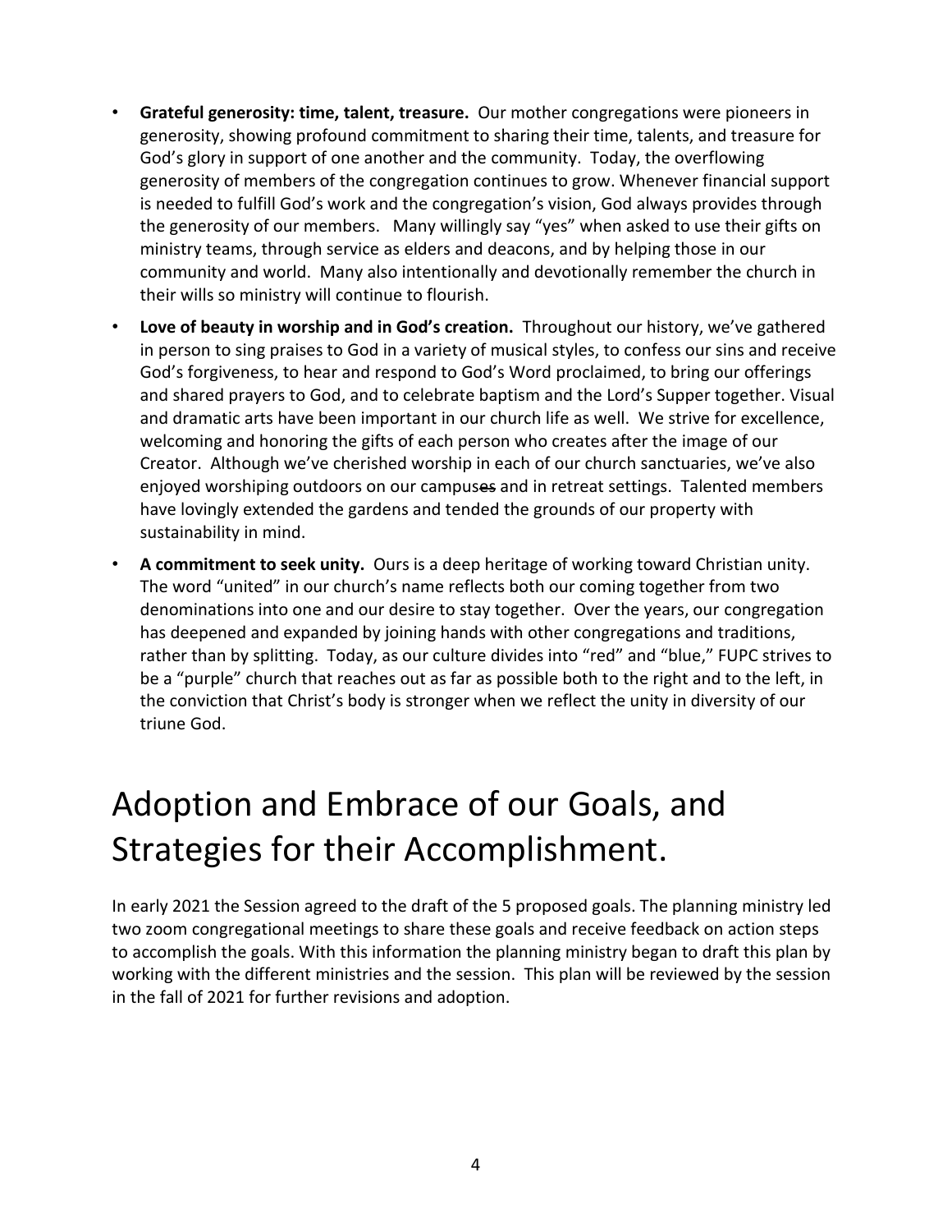- **Grateful generosity: time, talent, treasure.** Our mother congregations were pioneers in generosity, showing profound commitment to sharing their time, talents, and treasure for God's glory in support of one another and the community. Today, the overflowing generosity of members of the congregation continues to grow. Whenever financial support is needed to fulfill God's work and the congregation's vision, God always provides through the generosity of our members. Many willingly say "yes" when asked to use their gifts on ministry teams, through service as elders and deacons, and by helping those in our community and world. Many also intentionally and devotionally remember the church in their wills so ministry will continue to flourish.
- **Love of beauty in worship and in God's creation.** Throughout our history, we've gathered in person to sing praises to God in a variety of musical styles, to confess our sins and receive God's forgiveness, to hear and respond to God's Word proclaimed, to bring our offerings and shared prayers to God, and to celebrate baptism and the Lord's Supper together. Visual and dramatic arts have been important in our church life as well. We strive for excellence, welcoming and honoring the gifts of each person who creates after the image of our Creator. Although we've cherished worship in each of our church sanctuaries, we've also enjoyed worshiping outdoors on our campus~~es~~ and in retreat settings. Talented members have lovingly extended the gardens and tended the grounds of our property with sustainability in mind.
- **A commitment to seek unity.** Ours is a deep heritage of working toward Christian unity. The word "united" in our church's name reflects both our coming together from two denominations into one and our desire to stay together. Over the years, our congregation has deepened and expanded by joining hands with other congregations and traditions, rather than by splitting. Today, as our culture divides into "red" and "blue," FUPC strives to be a "purple" church that reaches out as far as possible both to the right and to the left, in the conviction that Christ's body is stronger when we reflect the unity in diversity of our triune God.

# Adoption and Embrace of our Goals, and Strategies for their Accomplishment.

In early 2021 the Session agreed to the draft of the 5 proposed goals. The planning ministry led two zoom congregational meetings to share these goals and receive feedback on action steps to accomplish the goals. With this information the planning ministry began to draft this plan by working with the different ministries and the session. This plan will be reviewed by the session in the fall of 2021 for further revisions and adoption.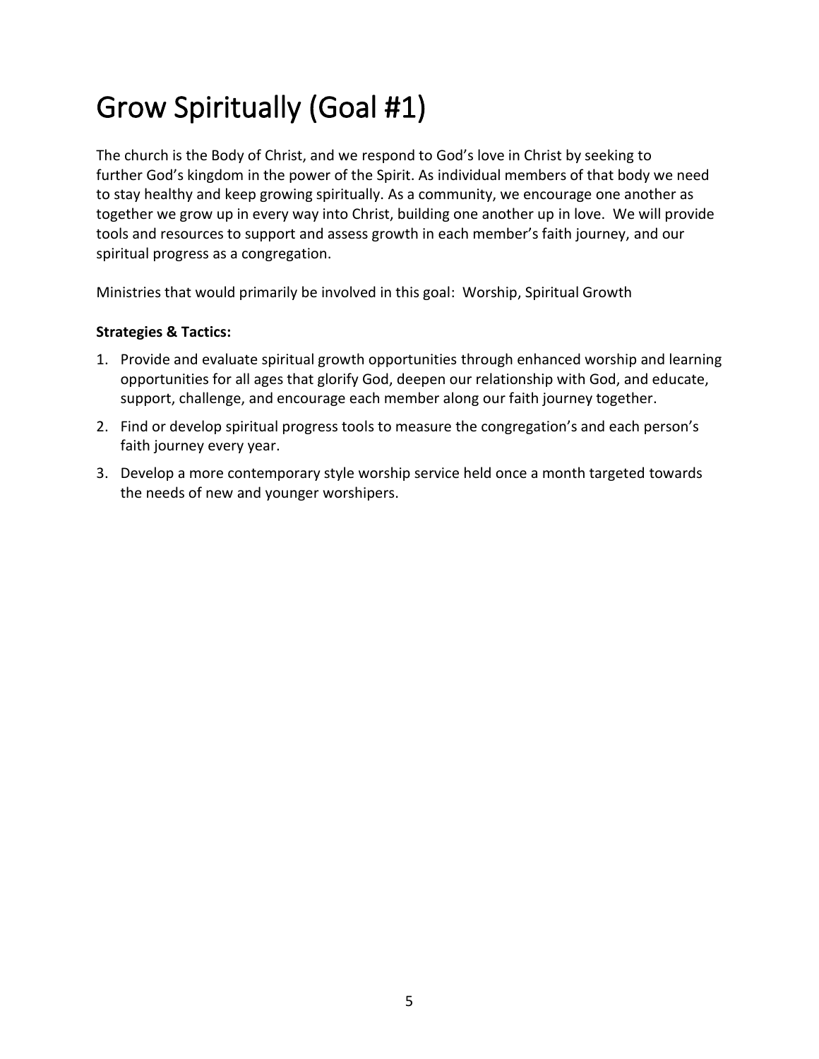# Grow Spiritually (Goal #1)

The church is the Body of Christ, and we respond to God's love in Christ by seeking to further God's kingdom in the power of the Spirit. As individual members of that body we need to stay healthy and keep growing spiritually. As a community, we encourage one another as together we grow up in every way into Christ, building one another up in love. We will provide tools and resources to support and assess growth in each member's faith journey, and our spiritual progress as a congregation.

Ministries that would primarily be involved in this goal: Worship, Spiritual Growth

**Strategies & Tactics:**

1. Provide and evaluate spiritual growth opportunities through enhanced worship and learning opportunities for all ages that glorify God, deepen our relationship with God, and educate, support, challenge, and encourage each member along our faith journey together.
2. Find or develop spiritual progress tools to measure the congregation's and each person's faith journey every year.
3. Develop a more contemporary style worship service held once a month targeted towards the needs of new and younger worshipers.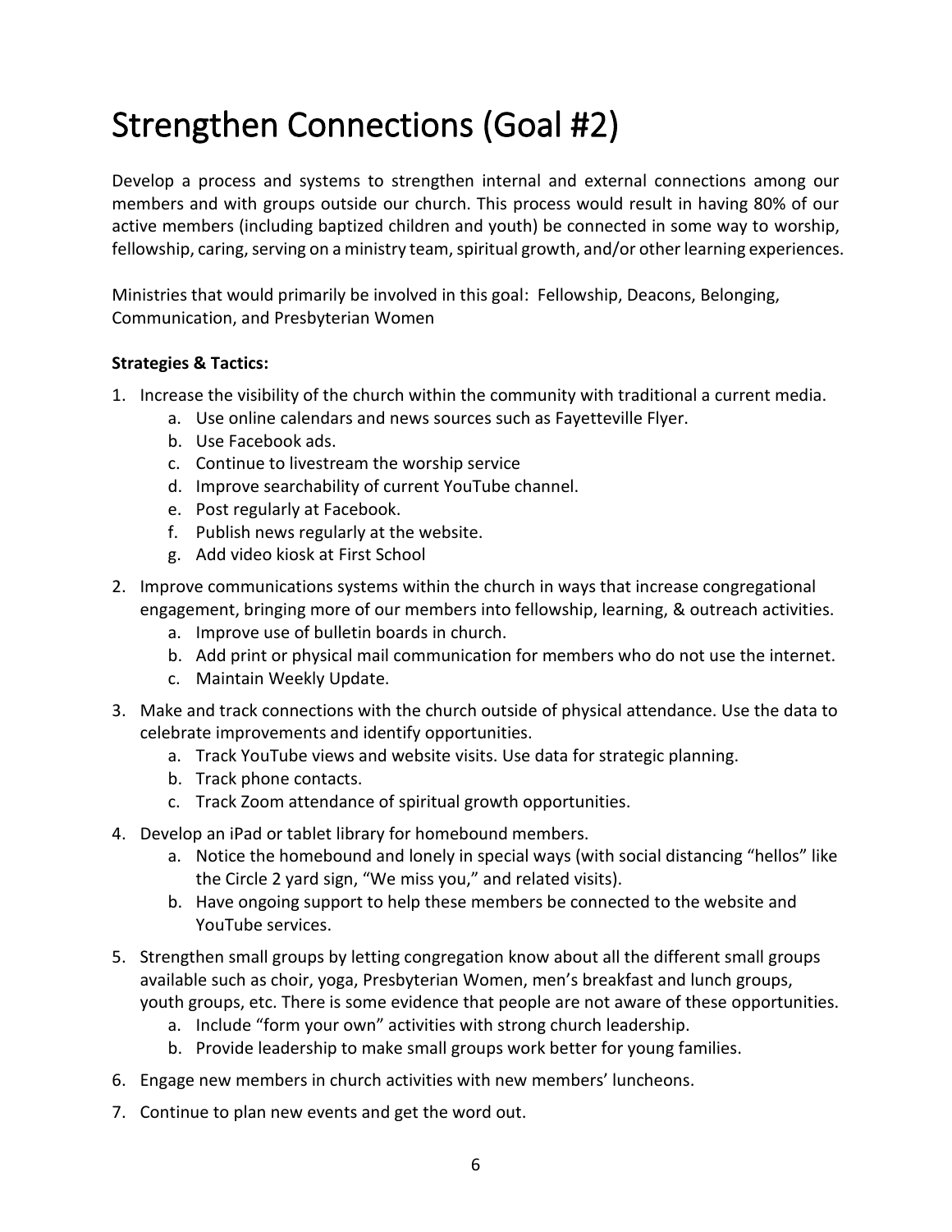# Strengthen Connections (Goal #2)

Develop a process and systems to strengthen internal and external connections among our members and with groups outside our church. This process would result in having 80% of our active members (including baptized children and youth) be connected in some way to worship, fellowship, caring, serving on a ministry team, spiritual growth, and/or other learning experiences.

Ministries that would primarily be involved in this goal: Fellowship, Deacons, Belonging, Communication, and Presbyterian Women

**Strategies & Tactics:**

1. Increase the visibility of the church within the community with traditional a current media.
    a. Use online calendars and news sources such as Fayetteville Flyer.
    b. Use Facebook ads.
    c. Continue to livestream the worship service
    d. Improve searchability of current YouTube channel.
    e. Post regularly at Facebook.
    f. Publish news regularly at the website.
    g. Add video kiosk at First School
2. Improve communications systems within the church in ways that increase congregational engagement, bringing more of our members into fellowship, learning, & outreach activities.
    a. Improve use of bulletin boards in church.
    b. Add print or physical mail communication for members who do not use the internet.
    c. Maintain Weekly Update.
3. Make and track connections with the church outside of physical attendance. Use the data to celebrate improvements and identify opportunities.
    a. Track YouTube views and website visits. Use data for strategic planning.
    b. Track phone contacts.
    c. Track Zoom attendance of spiritual growth opportunities.
4. Develop an iPad or tablet library for homebound members.
    a. Notice the homebound and lonely in special ways (with social distancing "hellos" like the Circle 2 yard sign, "We miss you," and related visits).
    b. Have ongoing support to help these members be connected to the website and YouTube services.
5. Strengthen small groups by letting congregation know about all the different small groups available such as choir, yoga, Presbyterian Women, men's breakfast and lunch groups, youth groups, etc. There is some evidence that people are not aware of these opportunities.
    a. Include "form your own" activities with strong church leadership.
    b. Provide leadership to make small groups work better for young families.
6. Engage new members in church activities with new members' luncheons.
7. Continue to plan new events and get the word out.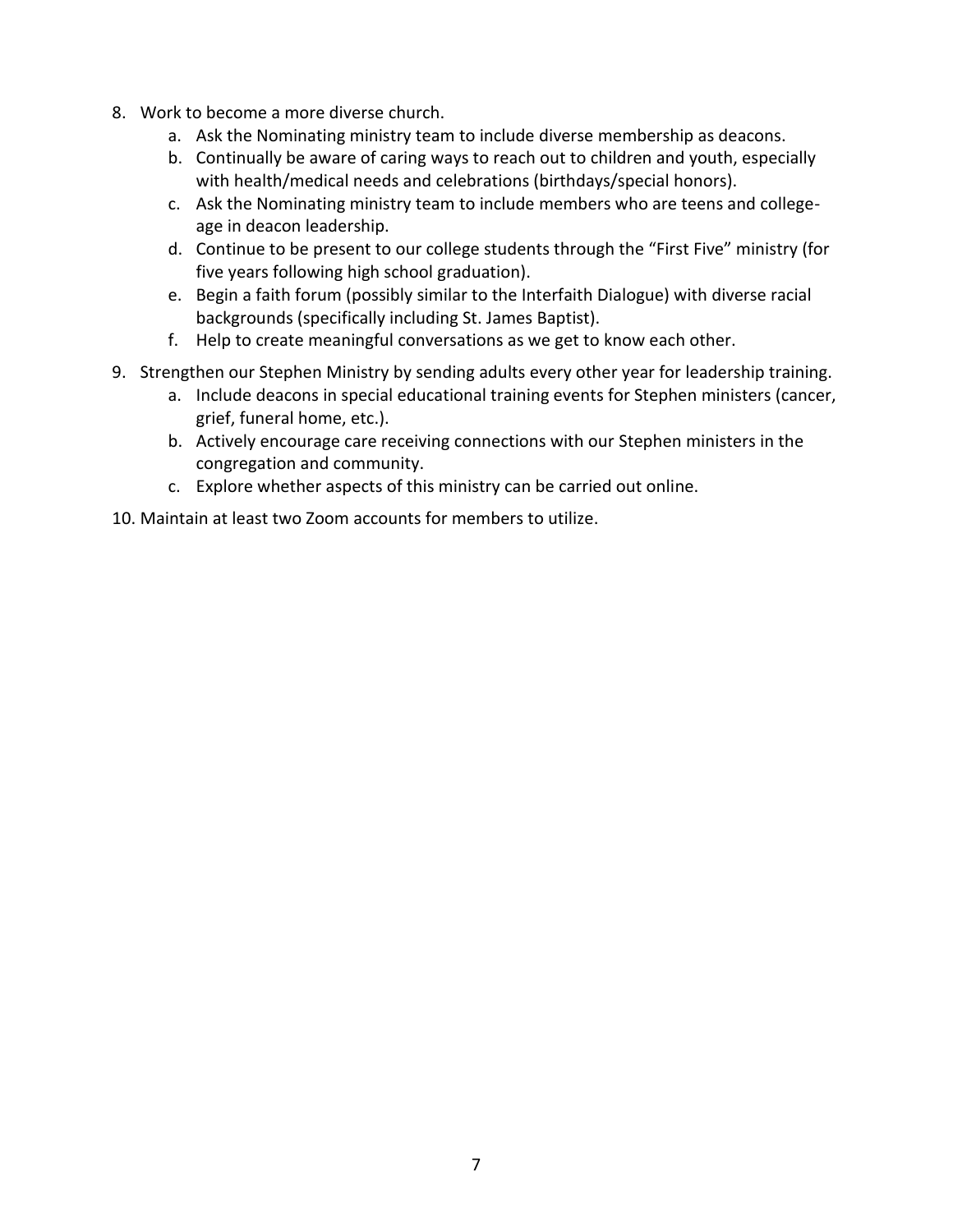8. Work to become a more diverse church.
    a. Ask the Nominating ministry team to include diverse membership as deacons.
    b. Continually be aware of caring ways to reach out to children and youth, especially with health/medical needs and celebrations (birthdays/special honors).
    c. Ask the Nominating ministry team to include members who are teens and college-age in deacon leadership.
    d. Continue to be present to our college students through the "First Five" ministry (for five years following high school graduation).
    e. Begin a faith forum (possibly similar to the Interfaith Dialogue) with diverse racial backgrounds (specifically including St. James Baptist).
    f. Help to create meaningful conversations as we get to know each other.

9. Strengthen our Stephen Ministry by sending adults every other year for leadership training.
    a. Include deacons in special educational training events for Stephen ministers (cancer, grief, funeral home, etc.).
    b. Actively encourage care receiving connections with our Stephen ministers in the congregation and community.
    c. Explore whether aspects of this ministry can be carried out online.

10. Maintain at least two Zoom accounts for members to utilize.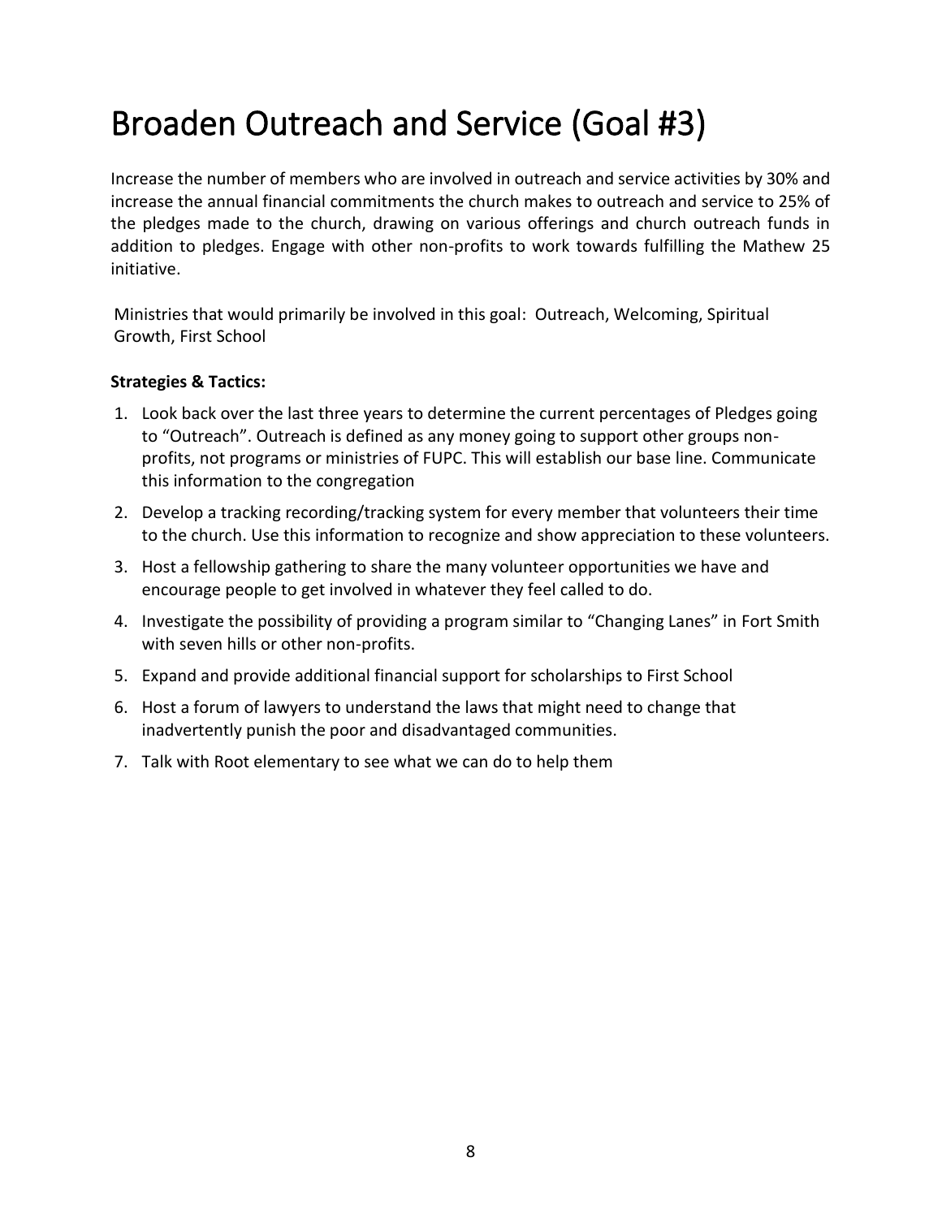# Broaden Outreach and Service (Goal #3)

Increase the number of members who are involved in outreach and service activities by 30% and increase the annual financial commitments the church makes to outreach and service to 25% of the pledges made to the church, drawing on various offerings and church outreach funds in addition to pledges. Engage with other non-profits to work towards fulfilling the Mathew 25 initiative.

Ministries that would primarily be involved in this goal: Outreach, Welcoming, Spiritual Growth, First School

**Strategies & Tactics:**

1. Look back over the last three years to determine the current percentages of Pledges going to "Outreach". Outreach is defined as any money going to support other groups non-profits, not programs or ministries of FUPC. This will establish our base line. Communicate this information to the congregation
2. Develop a tracking recording/tracking system for every member that volunteers their time to the church. Use this information to recognize and show appreciation to these volunteers.
3. Host a fellowship gathering to share the many volunteer opportunities we have and encourage people to get involved in whatever they feel called to do.
4. Investigate the possibility of providing a program similar to "Changing Lanes" in Fort Smith with seven hills or other non-profits.
5. Expand and provide additional financial support for scholarships to First School
6. Host a forum of lawyers to understand the laws that might need to change that inadvertently punish the poor and disadvantaged communities.
7. Talk with Root elementary to see what we can do to help them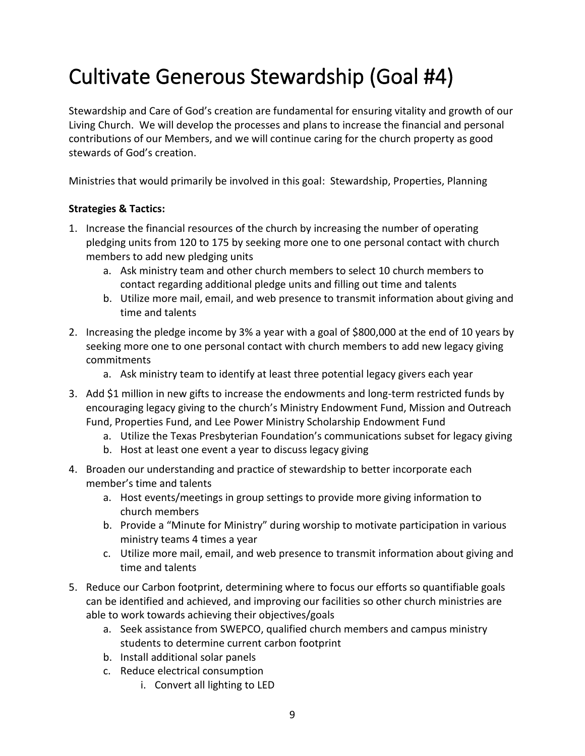# Cultivate Generous Stewardship (Goal #4)

Stewardship and Care of God's creation are fundamental for ensuring vitality and growth of our Living Church. We will develop the processes and plans to increase the financial and personal contributions of our Members, and we will continue caring for the church property as good stewards of God's creation.

Ministries that would primarily be involved in this goal: Stewardship, Properties, Planning

**Strategies & Tactics:**

1. Increase the financial resources of the church by increasing the number of operating pledging units from 120 to 175 by seeking more one to one personal contact with church members to add new pledging units
    a. Ask ministry team and other church members to select 10 church members to contact regarding additional pledge units and filling out time and talents
    b. Utilize more mail, email, and web presence to transmit information about giving and time and talents
2. Increasing the pledge income by 3% a year with a goal of $800,000 at the end of 10 years by seeking more one to one personal contact with church members to add new legacy giving commitments
    a. Ask ministry team to identify at least three potential legacy givers each year
3. Add $1 million in new gifts to increase the endowments and long-term restricted funds by encouraging legacy giving to the church's Ministry Endowment Fund, Mission and Outreach Fund, Properties Fund, and Lee Power Ministry Scholarship Endowment Fund
    a. Utilize the Texas Presbyterian Foundation's communications subset for legacy giving
    b. Host at least one event a year to discuss legacy giving
4. Broaden our understanding and practice of stewardship to better incorporate each member's time and talents
    a. Host events/meetings in group settings to provide more giving information to church members
    b. Provide a "Minute for Ministry" during worship to motivate participation in various ministry teams 4 times a year
    c. Utilize more mail, email, and web presence to transmit information about giving and time and talents
5. Reduce our Carbon footprint, determining where to focus our efforts so quantifiable goals can be identified and achieved, and improving our facilities so other church ministries are able to work towards achieving their objectives/goals
    a. Seek assistance from SWEPCO, qualified church members and campus ministry students to determine current carbon footprint
    b. Install additional solar panels
    c. Reduce electrical consumption
        i. Convert all lighting to LED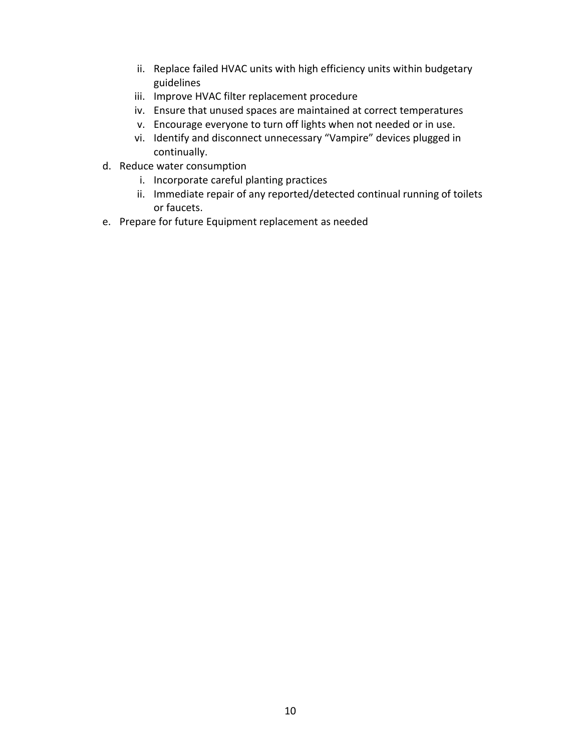ii. Replace failed HVAC units with high efficiency units within budgetary guidelines
   iii. Improve HVAC filter replacement procedure
   iv. Ensure that unused spaces are maintained at correct temperatures
   v. Encourage everyone to turn off lights when not needed or in use.
   vi. Identify and disconnect unnecessary "Vampire" devices plugged in continually.

d. Reduce water consumption
   i. Incorporate careful planting practices
   ii. Immediate repair of any reported/detected continual running of toilets or faucets.

e. Prepare for future Equipment replacement as needed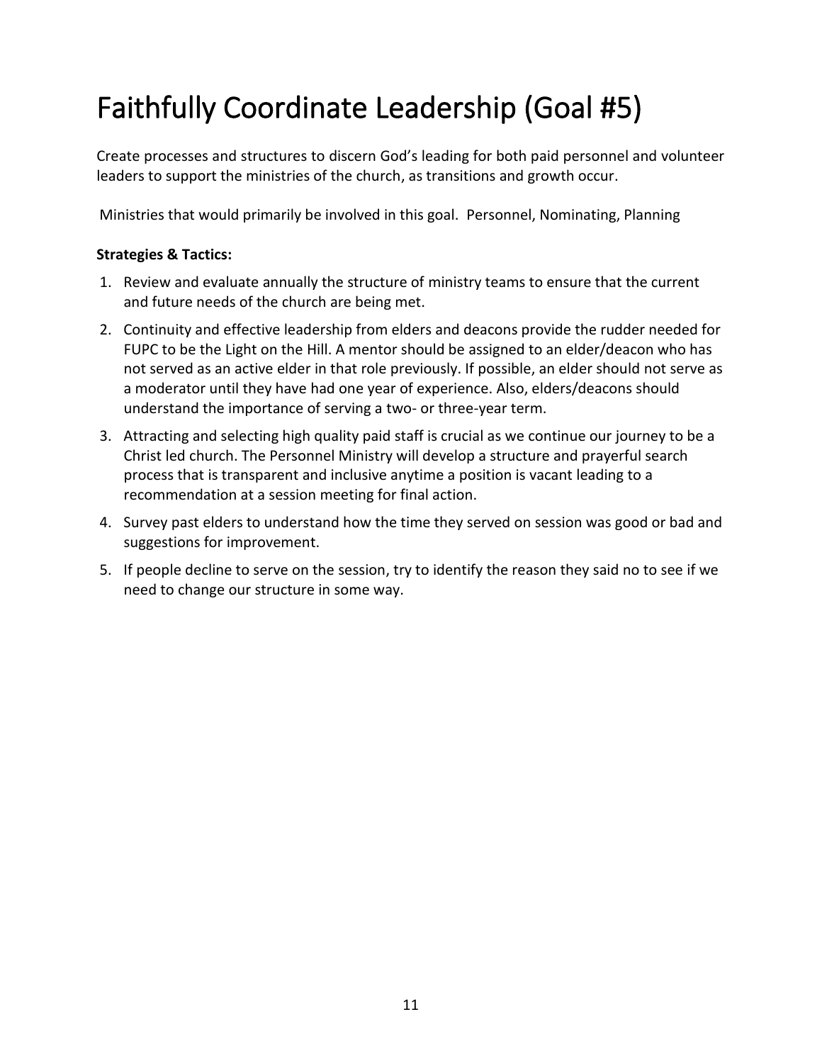# Faithfully Coordinate Leadership (Goal #5)

Create processes and structures to discern God's leading for both paid personnel and volunteer leaders to support the ministries of the church, as transitions and growth occur.

Ministries that would primarily be involved in this goal. Personnel, Nominating, Planning

**Strategies & Tactics:**

1. Review and evaluate annually the structure of ministry teams to ensure that the current and future needs of the church are being met.
2. Continuity and effective leadership from elders and deacons provide the rudder needed for FUPC to be the Light on the Hill. A mentor should be assigned to an elder/deacon who has not served as an active elder in that role previously. If possible, an elder should not serve as a moderator until they have had one year of experience. Also, elders/deacons should understand the importance of serving a two- or three-year term.
3. Attracting and selecting high quality paid staff is crucial as we continue our journey to be a Christ led church. The Personnel Ministry will develop a structure and prayerful search process that is transparent and inclusive anytime a position is vacant leading to a recommendation at a session meeting for final action.
4. Survey past elders to understand how the time they served on session was good or bad and suggestions for improvement.
5. If people decline to serve on the session, try to identify the reason they said no to see if we need to change our structure in some way.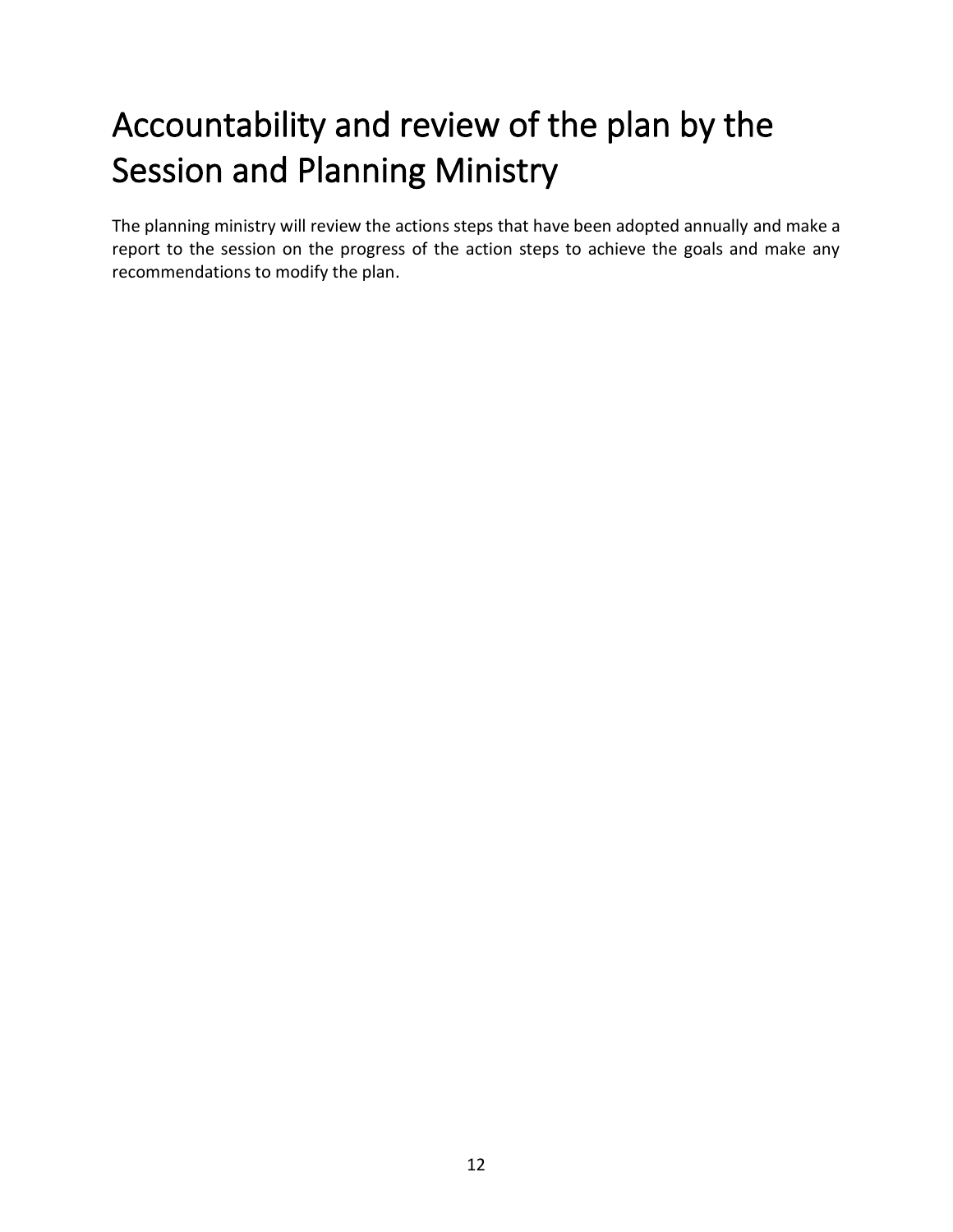# Accountability and review of the plan by the Session and Planning Ministry

The planning ministry will review the actions steps that have been adopted annually and make a report to the session on the progress of the action steps to achieve the goals and make any recommendations to modify the plan.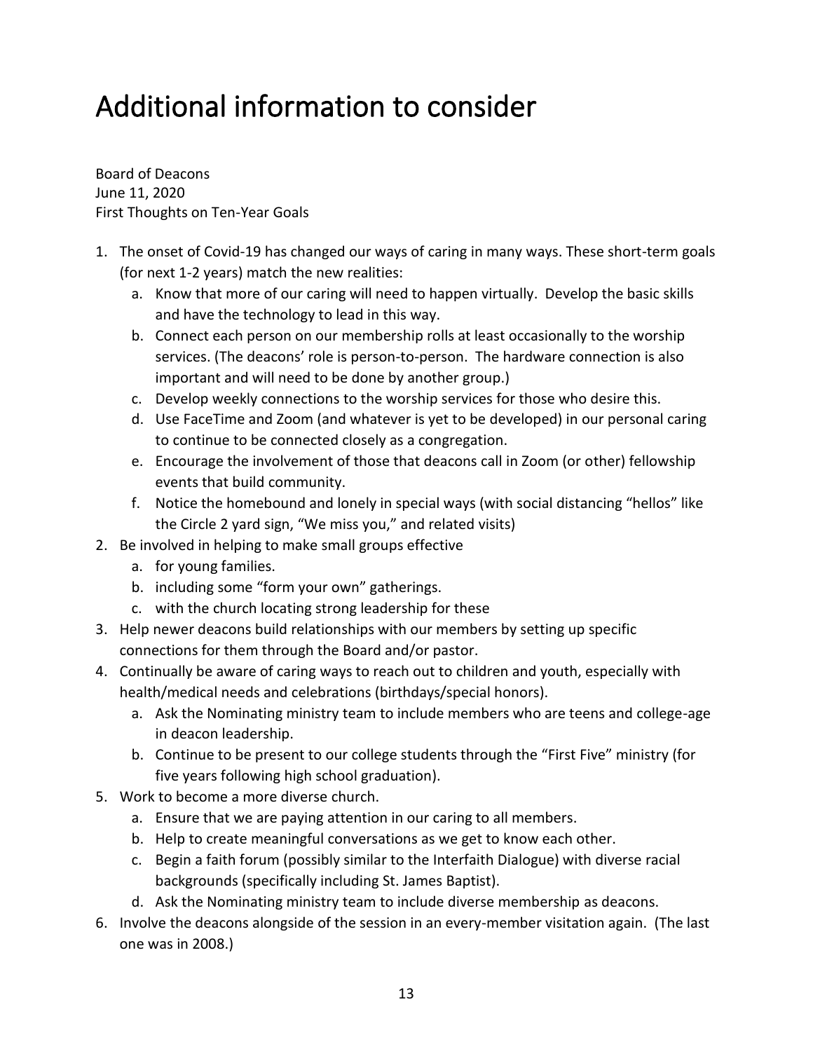# Additional information to consider

Board of Deacons
June 11, 2020
First Thoughts on Ten-Year Goals

1. The onset of Covid-19 has changed our ways of caring in many ways. These short-term goals (for next 1-2 years) match the new realities:
   a. Know that more of our caring will need to happen virtually. Develop the basic skills and have the technology to lead in this way.
   b. Connect each person on our membership rolls at least occasionally to the worship services. (The deacons' role is person-to-person. The hardware connection is also important and will need to be done by another group.)
   c. Develop weekly connections to the worship services for those who desire this.
   d. Use FaceTime and Zoom (and whatever is yet to be developed) in our personal caring to continue to be connected closely as a congregation.
   e. Encourage the involvement of those that deacons call in Zoom (or other) fellowship events that build community.
   f. Notice the homebound and lonely in special ways (with social distancing "hellos" like the Circle 2 yard sign, "We miss you," and related visits)
2. Be involved in helping to make small groups effective
   a. for young families.
   b. including some "form your own" gatherings.
   c. with the church locating strong leadership for these
3. Help newer deacons build relationships with our members by setting up specific connections for them through the Board and/or pastor.
4. Continually be aware of caring ways to reach out to children and youth, especially with health/medical needs and celebrations (birthdays/special honors).
   a. Ask the Nominating ministry team to include members who are teens and college-age in deacon leadership.
   b. Continue to be present to our college students through the "First Five" ministry (for five years following high school graduation).
5. Work to become a more diverse church.
   a. Ensure that we are paying attention in our caring to all members.
   b. Help to create meaningful conversations as we get to know each other.
   c. Begin a faith forum (possibly similar to the Interfaith Dialogue) with diverse racial backgrounds (specifically including St. James Baptist).
   d. Ask the Nominating ministry team to include diverse membership as deacons.
6. Involve the deacons alongside of the session in an every-member visitation again. (The last one was in 2008.)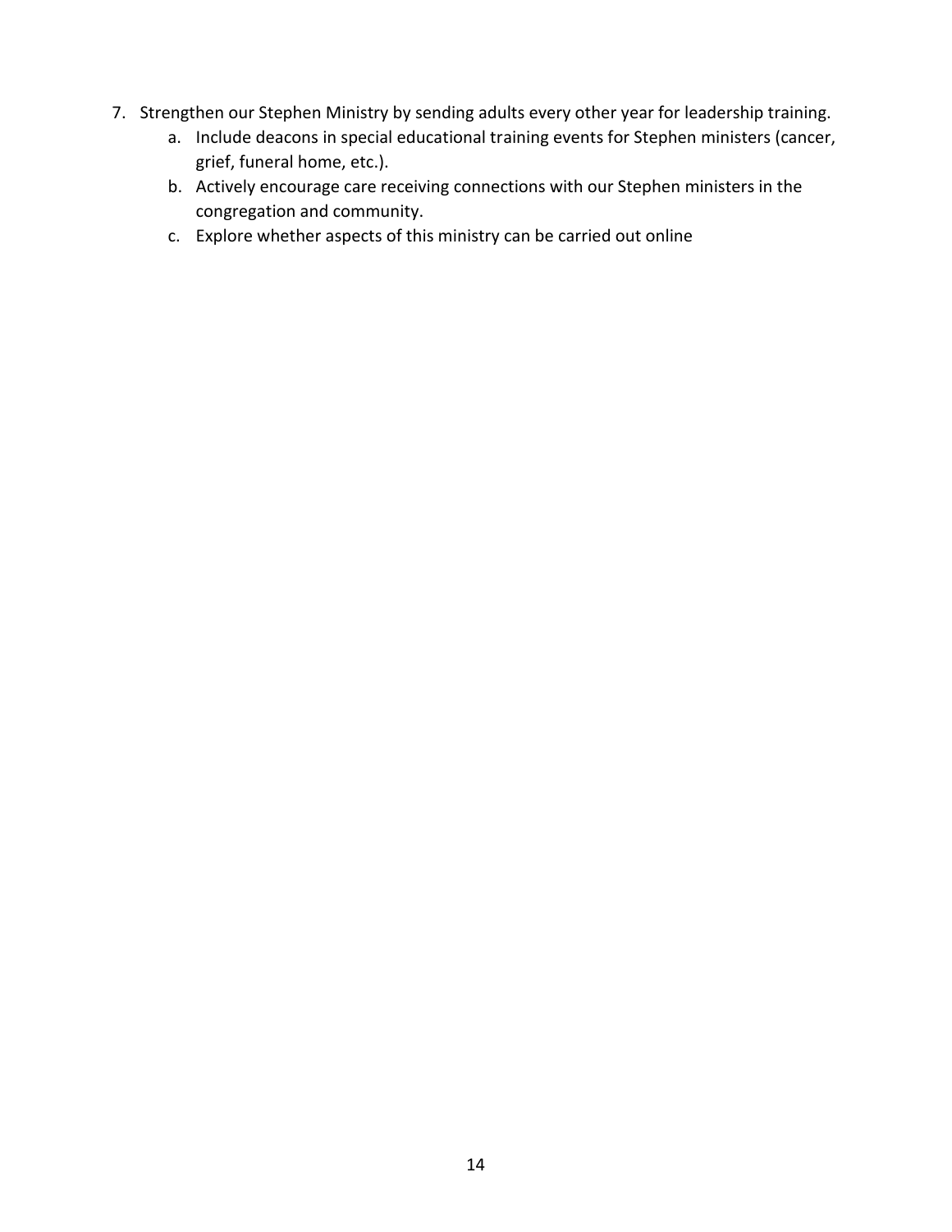7. Strengthen our Stephen Ministry by sending adults every other year for leadership training.
   a. Include deacons in special educational training events for Stephen ministers (cancer, grief, funeral home, etc.).
   b. Actively encourage care receiving connections with our Stephen ministers in the congregation and community.
   c. Explore whether aspects of this ministry can be carried out online